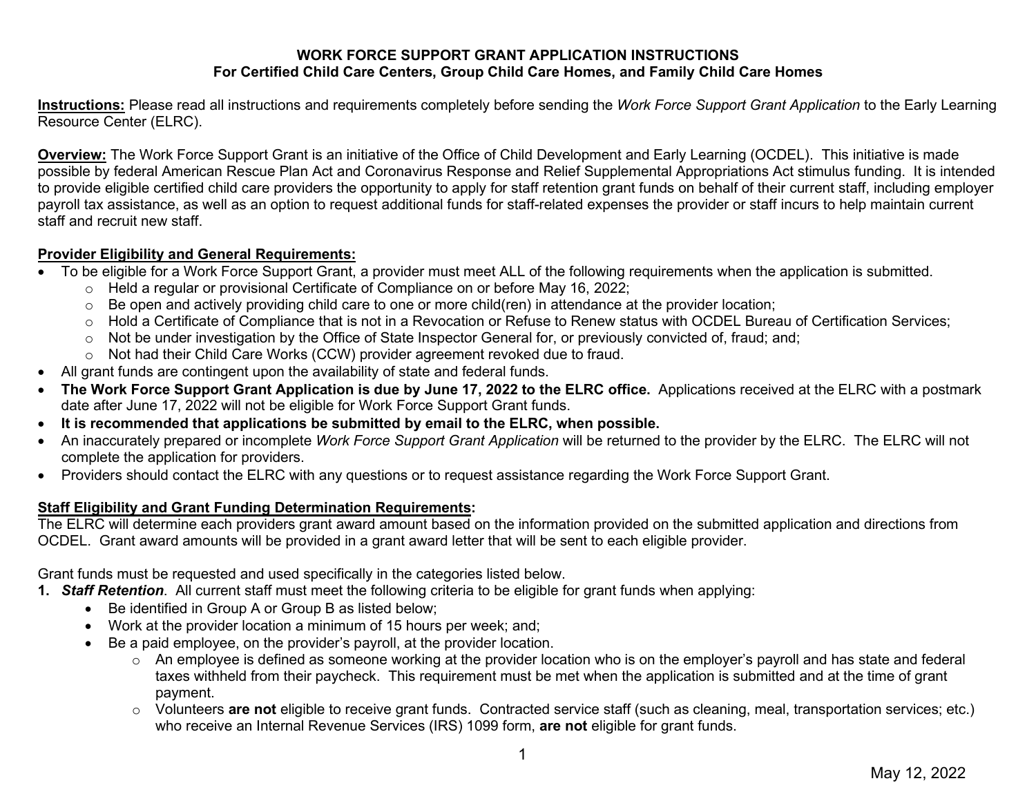# WORK FORCE SUPPORT GRANT APPLICATION INSTRUCTIONS
## For Certified Child Care Centers, Group Child Care Homes, and Family Child Care Homes

**Instructions:** Please read all instructions and requirements completely before sending the *Work Force Support Grant Application* to the Early Learning Resource Center (ELRC).

**Overview:** The Work Force Support Grant is an initiative of the Office of Child Development and Early Learning (OCDEL). This initiative is made possible by federal American Rescue Plan Act and Coronavirus Response and Relief Supplemental Appropriations Act stimulus funding. It is intended to provide eligible certified child care providers the opportunity to apply for staff retention grant funds on behalf of their current staff, including employer payroll tax assistance, as well as an option to request additional funds for staff-related expenses the provider or staff incurs to help maintain current staff and recruit new staff.

**Provider Eligibility and General Requirements:**

- To be eligible for a Work Force Support Grant, a provider must meet ALL of the following requirements when the application is submitted.
  - Held a regular or provisional Certificate of Compliance on or before May 16, 2022;
  - Be open and actively providing child care to one or more child(ren) in attendance at the provider location;
  - Hold a Certificate of Compliance that is not in a Revocation or Refuse to Renew status with OCDEL Bureau of Certification Services;
  - Not be under investigation by the Office of State Inspector General for, or previously convicted of, fraud; and;
  - Not had their Child Care Works (CCW) provider agreement revoked due to fraud.
- All grant funds are contingent upon the availability of state and federal funds.
- **The Work Force Support Grant Application is due by June 17, 2022 to the ELRC office.** Applications received at the ELRC with a postmark date after June 17, 2022 will not be eligible for Work Force Support Grant funds.
- **It is recommended that applications be submitted by email to the ELRC, when possible.**
- An inaccurately prepared or incomplete *Work Force Support Grant Application* will be returned to the provider by the ELRC. The ELRC will not complete the application for providers.
- Providers should contact the ELRC with any questions or to request assistance regarding the Work Force Support Grant.

**Staff Eligibility and Grant Funding Determination Requirements:**

The ELRC will determine each providers grant award amount based on the information provided on the submitted application and directions from OCDEL. Grant award amounts will be provided in a grant award letter that will be sent to each eligible provider.

Grant funds must be requested and used specifically in the categories listed below.

1. ***Staff Retention***. All current staff must meet the following criteria to be eligible for grant funds when applying:
   - Be identified in Group A or Group B as listed below;
   - Work at the provider location a minimum of 15 hours per week; and;
   - Be a paid employee, on the provider's payroll, at the provider location.
     - An employee is defined as someone working at the provider location who is on the employer's payroll and has state and federal taxes withheld from their paycheck. This requirement must be met when the application is submitted and at the time of grant payment.
     - Volunteers **are not** eligible to receive grant funds. Contracted service staff (such as cleaning, meal, transportation services; etc.) who receive an Internal Revenue Services (IRS) 1099 form, **are not** eligible for grant funds.

May 12, 2022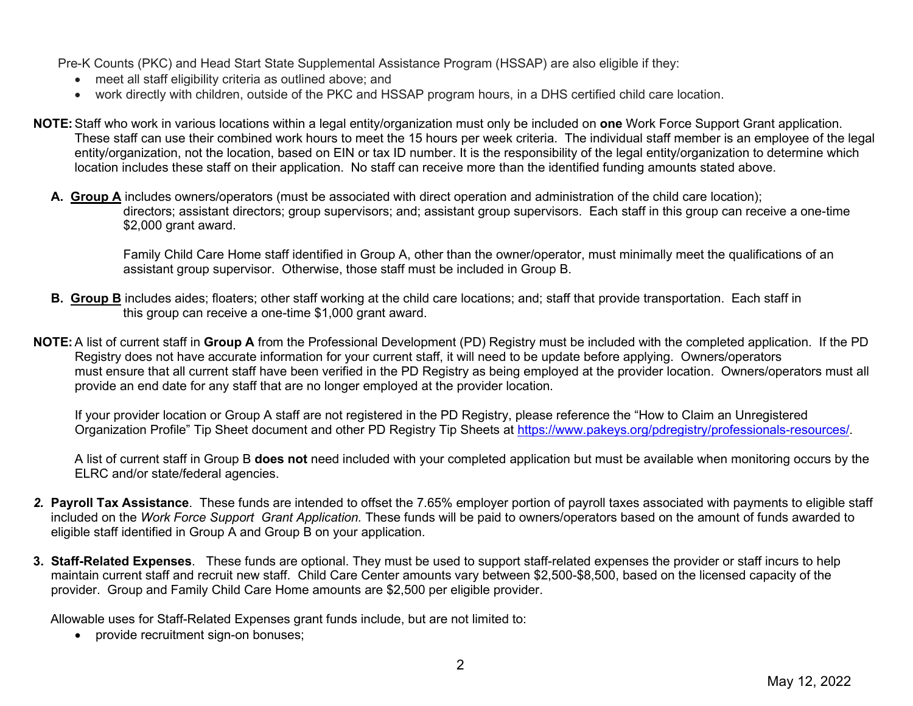Pre-K Counts (PKC) and Head Start State Supplemental Assistance Program (HSSAP) are also eligible if they:

- meet all staff eligibility criteria as outlined above; and
- work directly with children, outside of the PKC and HSSAP program hours, in a DHS certified child care location.

**NOTE:** Staff who work in various locations within a legal entity/organization must only be included on **one** Work Force Support Grant application. These staff can use their combined work hours to meet the 15 hours per week criteria. The individual staff member is an employee of the legal entity/organization, not the location, based on EIN or tax ID number. It is the responsibility of the legal entity/organization to determine which location includes these staff on their application. No staff can receive more than the identified funding amounts stated above.

**A. Group A** includes owners/operators (must be associated with direct operation and administration of the child care location); directors; assistant directors; group supervisors; and; assistant group supervisors. Each staff in this group can receive a one-time $2,000 grant award.

Family Child Care Home staff identified in Group A, other than the owner/operator, must minimally meet the qualifications of an assistant group supervisor. Otherwise, those staff must be included in Group B.

**B. Group B** includes aides; floaters; other staff working at the child care locations; and; staff that provide transportation. Each staff in this group can receive a one-time $1,000 grant award.

**NOTE:** A list of current staff in **Group A** from the Professional Development (PD) Registry must be included with the completed application. If the PD Registry does not have accurate information for your current staff, it will need to be update before applying. Owners/operators must ensure that all current staff have been verified in the PD Registry as being employed at the provider location. Owners/operators must all provide an end date for any staff that are no longer employed at the provider location.

If your provider location or Group A staff are not registered in the PD Registry, please reference the "How to Claim an Unregistered Organization Profile" Tip Sheet document and other PD Registry Tip Sheets at https://www.pakeys.org/pdregistry/professionals-resources/.

A list of current staff in Group B **does not** need included with your completed application but must be available when monitoring occurs by the ELRC and/or state/federal agencies.

***2.*** **Payroll Tax Assistance**. These funds are intended to offset the 7.65% employer portion of payroll taxes associated with payments to eligible staff included on the *Work Force Support Grant Application.* These funds will be paid to owners/operators based on the amount of funds awarded to eligible staff identified in Group A and Group B on your application.

**3. Staff-Related Expenses**. These funds are optional. They must be used to support staff-related expenses the provider or staff incurs to help maintain current staff and recruit new staff. Child Care Center amounts vary between $2,500-$8,500, based on the licensed capacity of the provider. Group and Family Child Care Home amounts are $2,500 per eligible provider.

Allowable uses for Staff-Related Expenses grant funds include, but are not limited to:

- provide recruitment sign-on bonuses;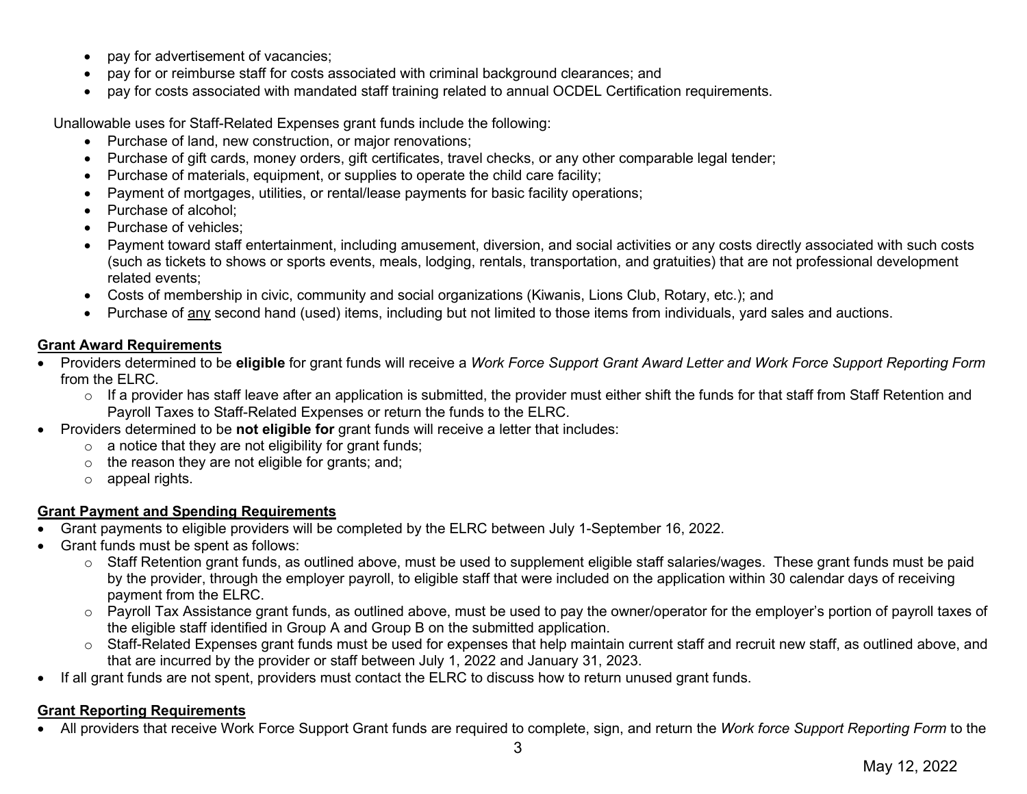- pay for advertisement of vacancies;
- pay for or reimburse staff for costs associated with criminal background clearances; and
- pay for costs associated with mandated staff training related to annual OCDEL Certification requirements.

Unallowable uses for Staff-Related Expenses grant funds include the following:

- Purchase of land, new construction, or major renovations;
- Purchase of gift cards, money orders, gift certificates, travel checks, or any other comparable legal tender;
- Purchase of materials, equipment, or supplies to operate the child care facility;
- Payment of mortgages, utilities, or rental/lease payments for basic facility operations;
- Purchase of alcohol;
- Purchase of vehicles;
- Payment toward staff entertainment, including amusement, diversion, and social activities or any costs directly associated with such costs (such as tickets to shows or sports events, meals, lodging, rentals, transportation, and gratuities) that are not professional development related events;
- Costs of membership in civic, community and social organizations (Kiwanis, Lions Club, Rotary, etc.); and
- Purchase of <u>any</u> second hand (used) items, including but not limited to those items from individuals, yard sales and auctions.

## Grant Award Requirements

- Providers determined to be **eligible** for grant funds will receive a *Work Force Support Grant Award Letter and Work Force Support Reporting Form* from the ELRC.
  - If a provider has staff leave after an application is submitted, the provider must either shift the funds for that staff from Staff Retention and Payroll Taxes to Staff-Related Expenses or return the funds to the ELRC.
- Providers determined to be **not eligible for** grant funds will receive a letter that includes:
  - a notice that they are not eligibility for grant funds;
  - the reason they are not eligible for grants; and;
  - appeal rights.

## Grant Payment and Spending Requirements

- Grant payments to eligible providers will be completed by the ELRC between July 1-September 16, 2022.
- Grant funds must be spent as follows:
  - Staff Retention grant funds, as outlined above, must be used to supplement eligible staff salaries/wages. These grant funds must be paid by the provider, through the employer payroll, to eligible staff that were included on the application within 30 calendar days of receiving payment from the ELRC.
  - Payroll Tax Assistance grant funds, as outlined above, must be used to pay the owner/operator for the employer's portion of payroll taxes of the eligible staff identified in Group A and Group B on the submitted application.
  - Staff-Related Expenses grant funds must be used for expenses that help maintain current staff and recruit new staff, as outlined above, and that are incurred by the provider or staff between July 1, 2022 and January 31, 2023.
- If all grant funds are not spent, providers must contact the ELRC to discuss how to return unused grant funds.

## Grant Reporting Requirements

- All providers that receive Work Force Support Grant funds are required to complete, sign, and return the *Work force Support Reporting Form* to the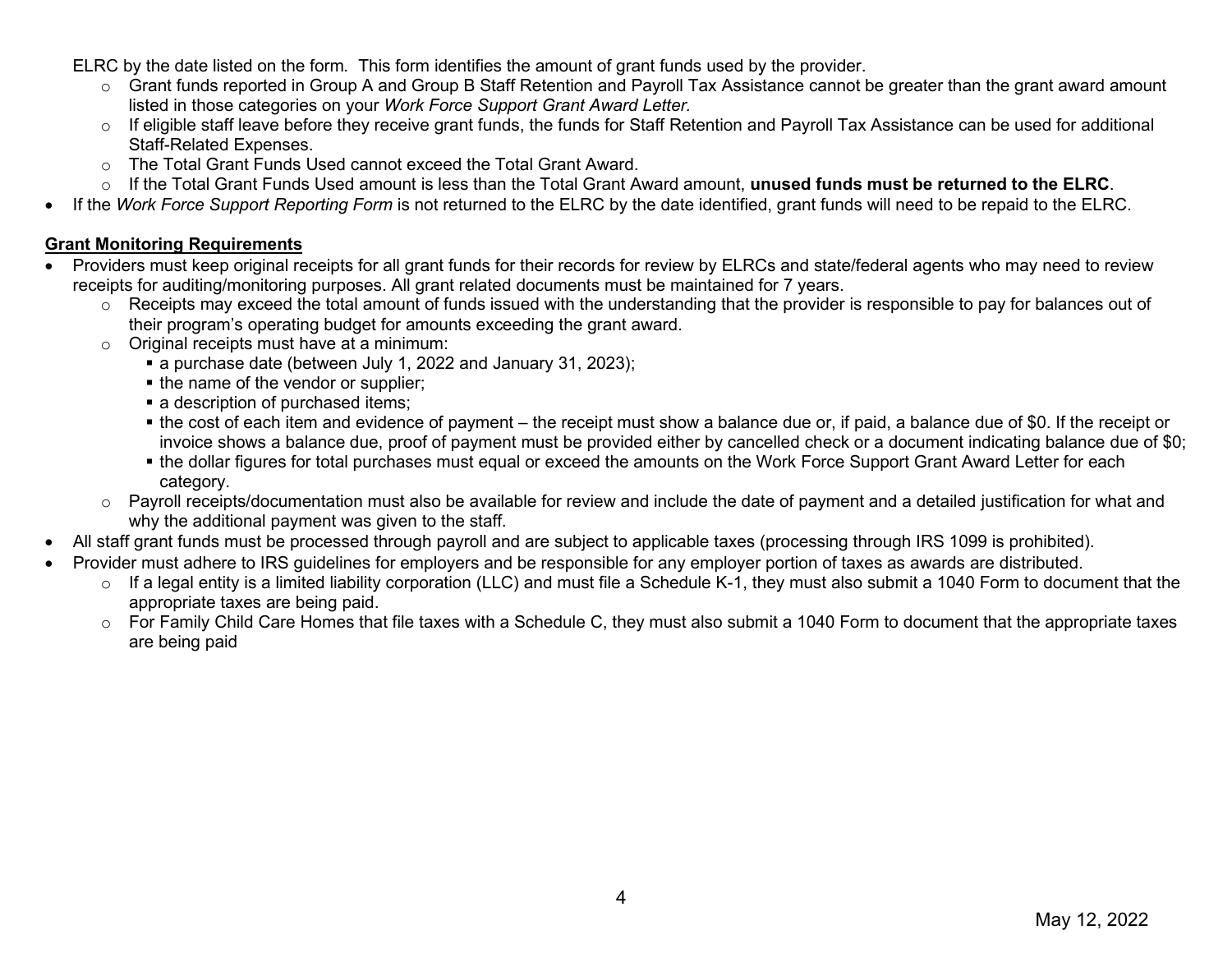ELRC by the date listed on the form. This form identifies the amount of grant funds used by the provider.

- Grant funds reported in Group A and Group B Staff Retention and Payroll Tax Assistance cannot be greater than the grant award amount listed in those categories on your *Work Force Support Grant Award Letter*.
- If eligible staff leave before they receive grant funds, the funds for Staff Retention and Payroll Tax Assistance can be used for additional Staff-Related Expenses.
- The Total Grant Funds Used cannot exceed the Total Grant Award.
- If the Total Grant Funds Used amount is less than the Total Grant Award amount, **unused funds must be returned to the ELRC**.

- If the *Work Force Support Reporting Form* is not returned to the ELRC by the date identified, grant funds will need to be repaid to the ELRC.

## Grant Monitoring Requirements

- Providers must keep original receipts for all grant funds for their records for review by ELRCs and state/federal agents who may need to review receipts for auditing/monitoring purposes. All grant related documents must be maintained for 7 years.
  - Receipts may exceed the total amount of funds issued with the understanding that the provider is responsible to pay for balances out of their program's operating budget for amounts exceeding the grant award.
  - Original receipts must have at a minimum:
    - a purchase date (between July 1, 2022 and January 31, 2023);
    - the name of the vendor or supplier;
    - a description of purchased items;
    - the cost of each item and evidence of payment – the receipt must show a balance due or, if paid, a balance due of $0. If the receipt or invoice shows a balance due, proof of payment must be provided either by cancelled check or a document indicating balance due of $0;
    - the dollar figures for total purchases must equal or exceed the amounts on the Work Force Support Grant Award Letter for each category.
  - Payroll receipts/documentation must also be available for review and include the date of payment and a detailed justification for what and why the additional payment was given to the staff.
- All staff grant funds must be processed through payroll and are subject to applicable taxes (processing through IRS 1099 is prohibited).
- Provider must adhere to IRS guidelines for employers and be responsible for any employer portion of taxes as awards are distributed.
  - If a legal entity is a limited liability corporation (LLC) and must file a Schedule K-1, they must also submit a 1040 Form to document that the appropriate taxes are being paid.
  - For Family Child Care Homes that file taxes with a Schedule C, they must also submit a 1040 Form to document that the appropriate taxes are being paid

May 12, 2022